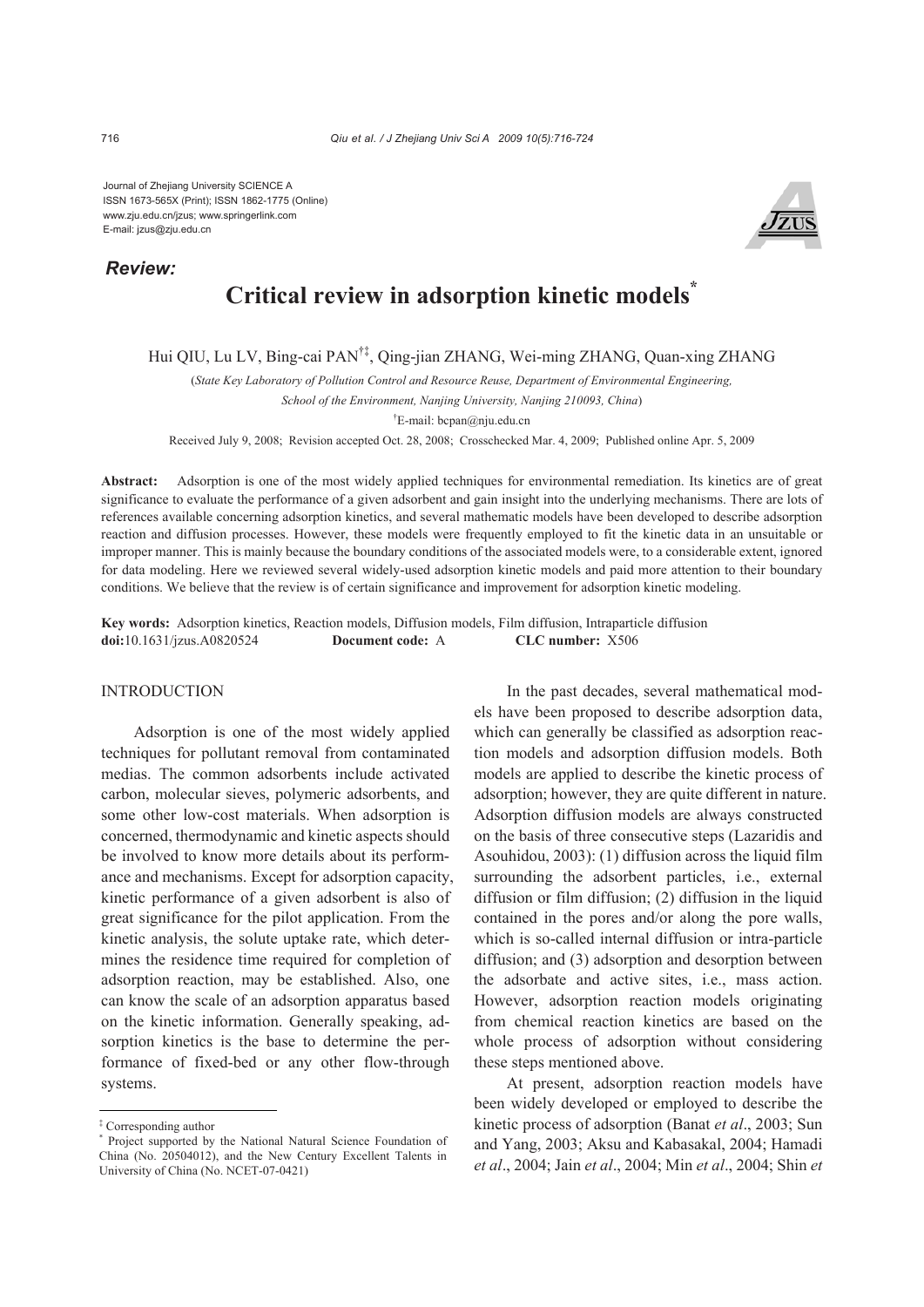Journal of Zhejiang University SCIENCE A
ISSN 1673-565X (Print); ISSN 1862-1775 (Online)
www.zju.edu.cn/jzus; www.springerlink.com
E-mail: jzus@zju.edu.cn

***Review:***

# Critical review in adsorption kinetic models*

Hui QIU, Lu LV, Bing-cai PAN[†‡], Qing-jian ZHANG, Wei-ming ZHANG, Quan-xing ZHANG

(*State Key Laboratory of Pollution Control and Resource Reuse, Department of Environmental Engineering, School of the Environment, Nanjing University, Nanjing 210093, China*)

[†]E-mail: bcpan@nju.edu.cn

Received July 9, 2008; Revision accepted Oct. 28, 2008; Crosschecked Mar. 4, 2009; Published online Apr. 5, 2009

**Abstract:** Adsorption is one of the most widely applied techniques for environmental remediation. Its kinetics are of great significance to evaluate the performance of a given adsorbent and gain insight into the underlying mechanisms. There are lots of references available concerning adsorption kinetics, and several mathematic models have been developed to describe adsorption reaction and diffusion processes. However, these models were frequently employed to fit the kinetic data in an unsuitable or improper manner. This is mainly because the boundary conditions of the associated models were, to a considerable extent, ignored for data modeling. Here we reviewed several widely-used adsorption kinetic models and paid more attention to their boundary conditions. We believe that the review is of certain significance and improvement for adsorption kinetic modeling.

**Key words:** Adsorption kinetics, Reaction models, Diffusion models, Film diffusion, Intraparticle diffusion
**doi:**10.1631/jzus.A0820524 **Document code:** A **CLC number:** X506

## INTRODUCTION

Adsorption is one of the most widely applied techniques for pollutant removal from contaminated medias. The common adsorbents include activated carbon, molecular sieves, polymeric adsorbents, and some other low-cost materials. When adsorption is concerned, thermodynamic and kinetic aspects should be involved to know more details about its performance and mechanisms. Except for adsorption capacity, kinetic performance of a given adsorbent is also of great significance for the pilot application. From the kinetic analysis, the solute uptake rate, which determines the residence time required for completion of adsorption reaction, may be established. Also, one can know the scale of an adsorption apparatus based on the kinetic information. Generally speaking, adsorption kinetics is the base to determine the performance of fixed-bed or any other flow-through systems.

In the past decades, several mathematical models have been proposed to describe adsorption data, which can generally be classified as adsorption reaction models and adsorption diffusion models. Both models are applied to describe the kinetic process of adsorption; however, they are quite different in nature. Adsorption diffusion models are always constructed on the basis of three consecutive steps (Lazaridis and Asouhidou, 2003): (1) diffusion across the liquid film surrounding the adsorbent particles, i.e., external diffusion or film diffusion; (2) diffusion in the liquid contained in the pores and/or along the pore walls, which is so-called internal diffusion or intra-particle diffusion; and (3) adsorption and desorption between the adsorbate and active sites, i.e., mass action. However, adsorption reaction models originating from chemical reaction kinetics are based on the whole process of adsorption without considering these steps mentioned above.

At present, adsorption reaction models have been widely developed or employed to describe the kinetic process of adsorption (Banat *et al*., 2003; Sun and Yang, 2003; Aksu and Kabasakal, 2004; Hamadi *et al*., 2004; Jain *et al*., 2004; Min *et al*., 2004; Shin *et*

[‡] Corresponding author
[*] Project supported by the National Natural Science Foundation of China (No. 20504012), and the New Century Excellent Talents in University of China (No. NCET-07-0421)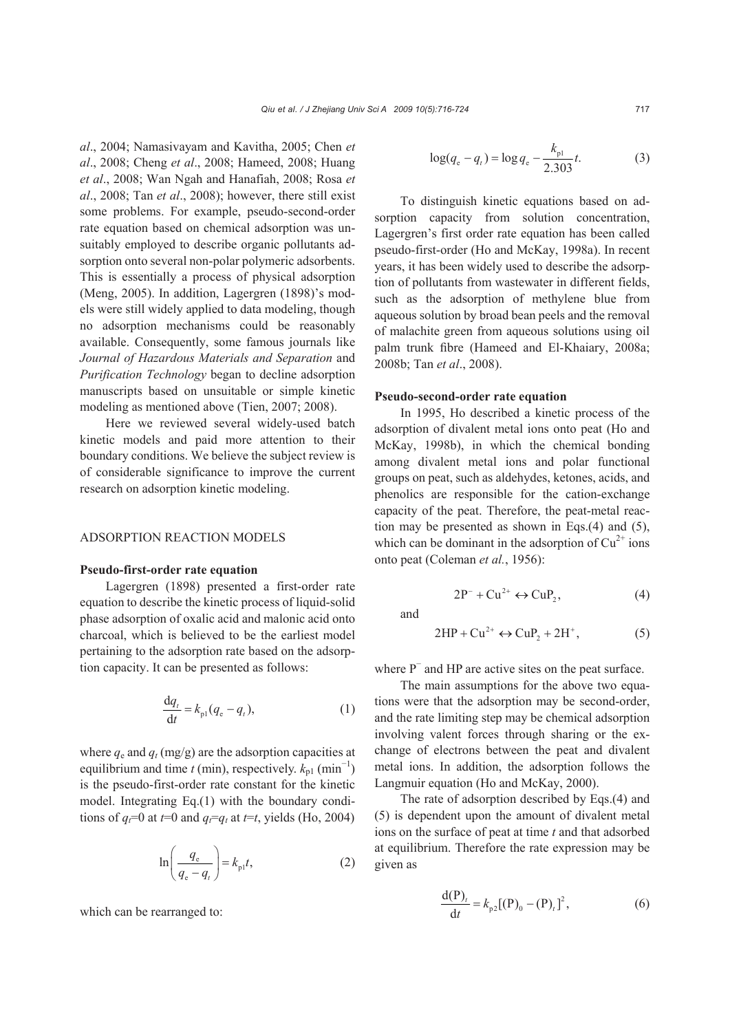*al*., 2004; Namasivayam and Kavitha, 2005; Chen *et al*., 2008; Cheng *et al*., 2008; Hameed, 2008; Huang *et al*., 2008; Wan Ngah and Hanafiah, 2008; Rosa *et al*., 2008; Tan *et al*., 2008); however, there still exist some problems. For example, pseudo-second-order rate equation based on chemical adsorption was unsuitably employed to describe organic pollutants adsorption onto several non-polar polymeric adsorbents. This is essentially a process of physical adsorption (Meng, 2005). In addition, Lagergren (1898)'s models were still widely applied to data modeling, though no adsorption mechanisms could be reasonably available. Consequently, some famous journals like *Journal of Hazardous Materials and Separation* and *Purification Technology* began to decline adsorption manuscripts based on unsuitable or simple kinetic modeling as mentioned above (Tien, 2007; 2008).

Here we reviewed several widely-used batch kinetic models and paid more attention to their boundary conditions. We believe the subject review is of considerable significance to improve the current research on adsorption kinetic modeling.

## ADSORPTION REACTION MODELS

### Pseudo-first-order rate equation

Lagergren (1898) presented a first-order rate equation to describe the kinetic process of liquid-solid phase adsorption of oxalic acid and malonic acid onto charcoal, which is believed to be the earliest model pertaining to the adsorption rate based on the adsorption capacity. It can be presented as follows:

$$\frac{\mathrm{d}q_t}{\mathrm{d}t} = k_{\mathrm{p1}}(q_\mathrm{e} - q_t), \tag{1}$$

where $q_\mathrm{e}$ and $q_t$ (mg/g) are the adsorption capacities at equilibrium and time $t$ (min), respectively. $k_{\mathrm{p1}}$ (min$^{-1}$) is the pseudo-first-order rate constant for the kinetic model. Integrating Eq.(1) with the boundary conditions of $q_t$=0 at $t$=0 and $q_t$=$q_t$ at $t$=$t$, yields (Ho, 2004)

$$\ln\left(\frac{q_\mathrm{e}}{q_\mathrm{e} - q_t}\right) = k_{\mathrm{p1}}t, \tag{2}$$

which can be rearranged to:

$$\log(q_\mathrm{e} - q_t) = \log q_\mathrm{e} - \frac{k_{\mathrm{p1}}}{2.303}t. \tag{3}$$

To distinguish kinetic equations based on adsorption capacity from solution concentration, Lagergren's first order rate equation has been called pseudo-first-order (Ho and McKay, 1998a). In recent years, it has been widely used to describe the adsorption of pollutants from wastewater in different fields, such as the adsorption of methylene blue from aqueous solution by broad bean peels and the removal of malachite green from aqueous solutions using oil palm trunk fibre (Hameed and El-Khaiary, 2008a; 2008b; Tan *et al*., 2008).

### Pseudo-second-order rate equation

In 1995, Ho described a kinetic process of the adsorption of divalent metal ions onto peat (Ho and McKay, 1998b), in which the chemical bonding among divalent metal ions and polar functional groups on peat, such as aldehydes, ketones, acids, and phenolics are responsible for the cation-exchange capacity of the peat. Therefore, the peat-metal reaction may be presented as shown in Eqs.(4) and (5), which can be dominant in the adsorption of $Cu^{2+}$ ions onto peat (Coleman *et al.*, 1956):

$$2\mathrm{P}^- + \mathrm{Cu}^{2+} \leftrightarrow \mathrm{CuP}_2, \tag{4}$$

and

$$2\mathrm{HP} + \mathrm{Cu}^{2+} \leftrightarrow \mathrm{CuP}_2 + 2\mathrm{H}^+, \tag{5}$$

where $P^-$ and HP are active sites on the peat surface.

The main assumptions for the above two equations were that the adsorption may be second-order, and the rate limiting step may be chemical adsorption involving valent forces through sharing or the exchange of electrons between the peat and divalent metal ions. In addition, the adsorption follows the Langmuir equation (Ho and McKay, 2000).

The rate of adsorption described by Eqs.(4) and (5) is dependent upon the amount of divalent metal ions on the surface of peat at time $t$ and that adsorbed at equilibrium. Therefore the rate expression may be given as

$$\frac{\mathrm{d(P)}_t}{\mathrm{d}t} = k_{\mathrm{p2}}[(\mathrm{P})_0 - (\mathrm{P})_t]^2, \tag{6}$$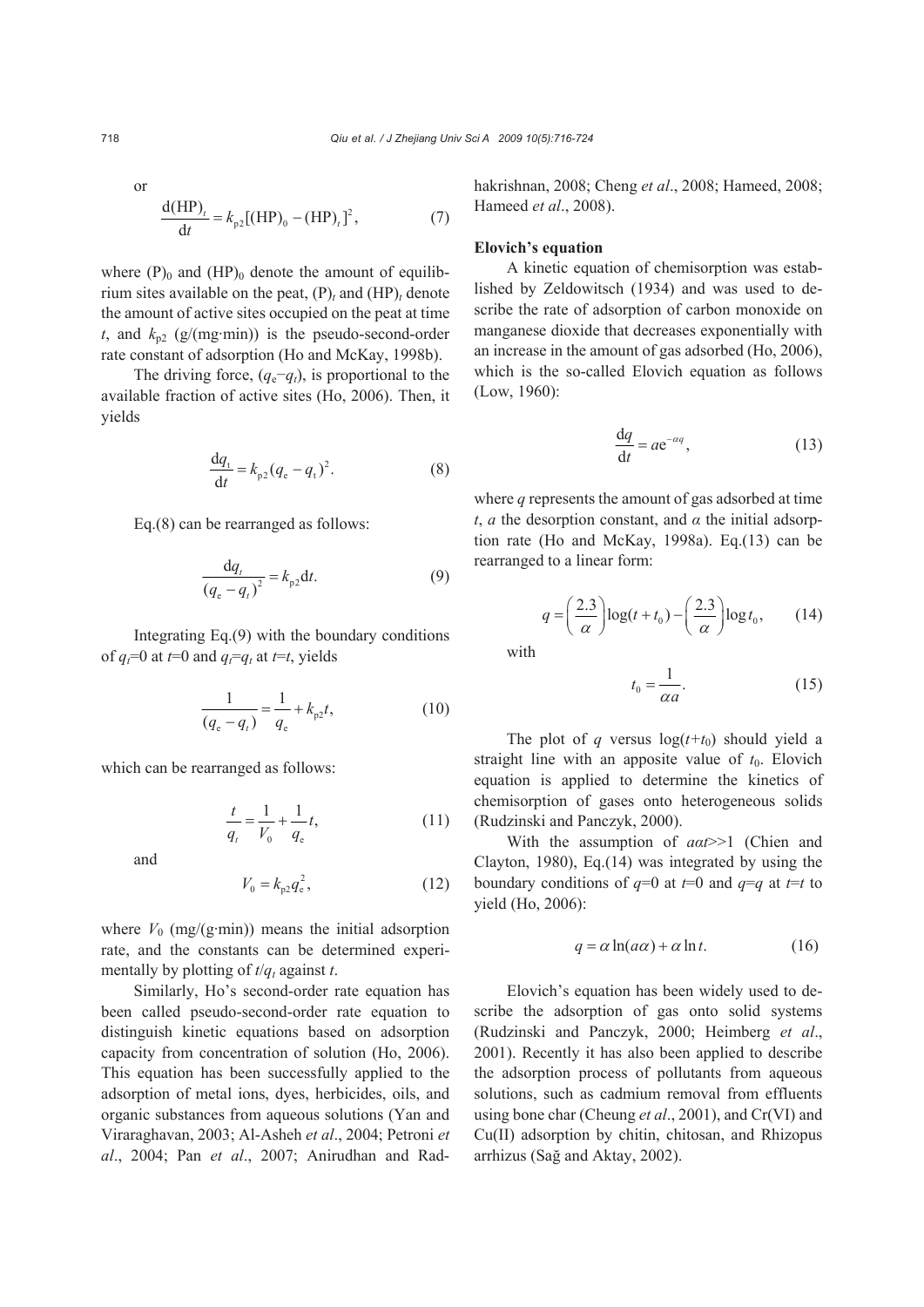or

$$\frac{\mathrm{d(HP)}_t}{\mathrm{d}t} = k_{\mathrm{p2}}[(\mathrm{HP})_0 - (\mathrm{HP})_t]^2, \tag{7}$$

where $(\mathrm{P})_0$ and $(\mathrm{HP})_0$ denote the amount of equilibrium sites available on the peat, $(\mathrm{P})_t$ and $(\mathrm{HP})_t$ denote the amount of active sites occupied on the peat at time $t$, and $k_{\mathrm{p2}}$ (g/(mg·min)) is the pseudo-second-order rate constant of adsorption (Ho and McKay, 1998b).

The driving force, $(q_{\mathrm{e}}-q_t)$, is proportional to the available fraction of active sites (Ho, 2006). Then, it yields

$$\frac{\mathrm{d}q_{\mathrm{t}}}{\mathrm{d}t} = k_{\mathrm{p2}}(q_{\mathrm{e}} - q_{\mathrm{t}})^2. \tag{8}$$

Eq.(8) can be rearranged as follows:

$$\frac{\mathrm{d}q_t}{(q_{\mathrm{e}} - q_t)^2} = k_{\mathrm{p2}}\mathrm{d}t. \tag{9}$$

Integrating Eq.(9) with the boundary conditions of $q_t$=0 at $t$=0 and $q_t$=$q_t$ at $t$=$t$, yields

$$\frac{1}{(q_{\mathrm{e}} - q_t)} = \frac{1}{q_{\mathrm{e}}} + k_{\mathrm{p2}}t, \tag{10}$$

which can be rearranged as follows:

$$\frac{t}{q_t} = \frac{1}{V_0} + \frac{1}{q_{\mathrm{e}}}t, \tag{11}$$

and

$$V_0 = k_{\mathrm{p2}}q_{\mathrm{e}}^2, \tag{12}$$

where $V_0$ (mg/(g·min)) means the initial adsorption rate, and the constants can be determined experimentally by plotting of $t/q_t$ against $t$.

Similarly, Ho's second-order rate equation has been called pseudo-second-order rate equation to distinguish kinetic equations based on adsorption capacity from concentration of solution (Ho, 2006). This equation has been successfully applied to the adsorption of metal ions, dyes, herbicides, oils, and organic substances from aqueous solutions (Yan and Viraraghavan, 2003; Al-Asheh *et al*., 2004; Petroni *et al*., 2004; Pan *et al*., 2007; Anirudhan and Radhakrishnan, 2008; Cheng *et al*., 2008; Hameed, 2008; Hameed *et al*., 2008).

### Elovich's equation

A kinetic equation of chemisorption was established by Zeldowitsch (1934) and was used to describe the rate of adsorption of carbon monoxide on manganese dioxide that decreases exponentially with an increase in the amount of gas adsorbed (Ho, 2006), which is the so-called Elovich equation as follows (Low, 1960):

$$\frac{\mathrm{d}q}{\mathrm{d}t} = a\mathrm{e}^{-\alpha q}, \tag{13}$$

where $q$ represents the amount of gas adsorbed at time $t$, $a$ the desorption constant, and $\alpha$ the initial adsorption rate (Ho and McKay, 1998a). Eq.(13) can be rearranged to a linear form:

$$q = \left(\frac{2.3}{\alpha}\right)\log(t + t_0) - \left(\frac{2.3}{\alpha}\right)\log t_0, \tag{14}$$

with

$$t_0 = \frac{1}{\alpha a}. \tag{15}$$

The plot of $q$ versus $\log(t+t_0)$ should yield a straight line with an apposite value of $t_0$. Elovich equation is applied to determine the kinetics of chemisorption of gases onto heterogeneous solids (Rudzinski and Panczyk, 2000).

With the assumption of $a\alpha t$>>1 (Chien and Clayton, 1980), Eq.(14) was integrated by using the boundary conditions of $q$=0 at $t$=0 and $q$=$q$ at $t$=$t$ to yield (Ho, 2006):

$$q = \alpha\ln(a\alpha) + \alpha\ln t. \tag{16}$$

Elovich's equation has been widely used to describe the adsorption of gas onto solid systems (Rudzinski and Panczyk, 2000; Heimberg *et al*., 2001). Recently it has also been applied to describe the adsorption process of pollutants from aqueous solutions, such as cadmium removal from effluents using bone char (Cheung *et al*., 2001), and Cr(VI) and Cu(II) adsorption by chitin, chitosan, and Rhizopus arrhizus (Sağ and Aktay, 2002).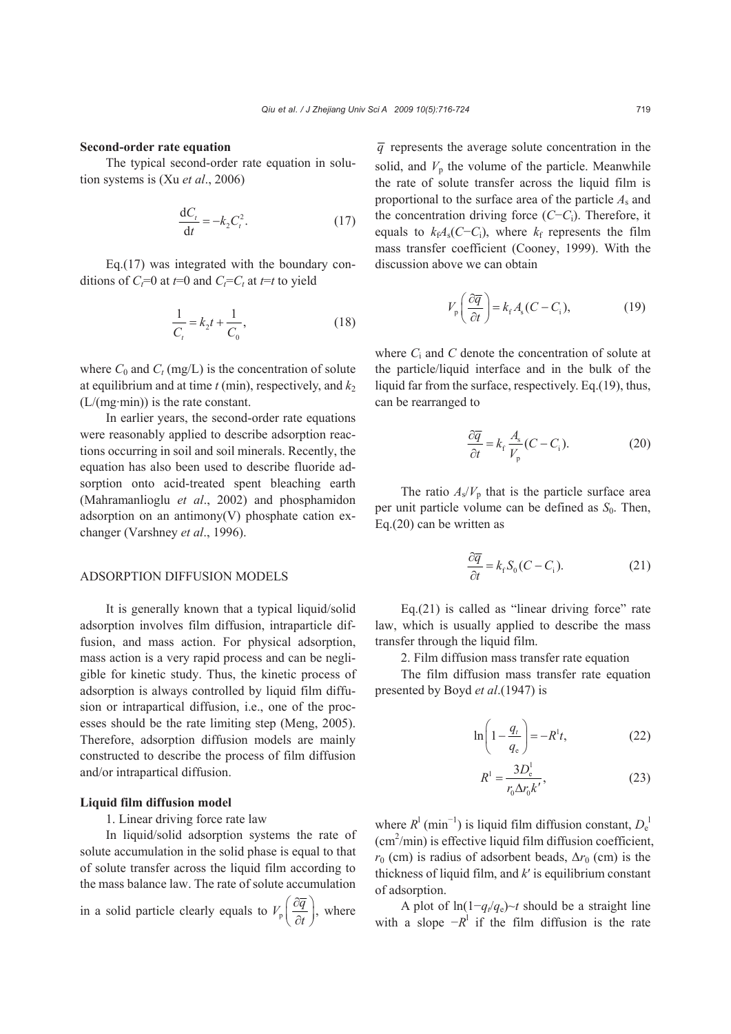### Second-order rate equation

The typical second-order rate equation in solution systems is (Xu *et al*., 2006)

$$\frac{\mathrm{d}C_t}{\mathrm{d}t} = -k_2 C_t^2. \tag{17}$$

Eq.(17) was integrated with the boundary conditions of $C_t$=0 at $t$=0 and $C_t$=$C_t$ at $t$=$t$ to yield

$$\frac{1}{C_t} = k_2 t + \frac{1}{C_0}, \tag{18}$$

where $C_0$ and $C_t$ (mg/L) is the concentration of solute at equilibrium and at time $t$ (min), respectively, and $k_2$ (L/(mg·min)) is the rate constant.

In earlier years, the second-order rate equations were reasonably applied to describe adsorption reactions occurring in soil and soil minerals. Recently, the equation has also been used to describe fluoride adsorption onto acid-treated spent bleaching earth (Mahramanlioglu *et al*., 2002) and phosphamidon adsorption on an antimony(V) phosphate cation exchanger (Varshney *et al*., 1996).

## ADSORPTION DIFFUSION MODELS

It is generally known that a typical liquid/solid adsorption involves film diffusion, intraparticle diffusion, and mass action. For physical adsorption, mass action is a very rapid process and can be negligible for kinetic study. Thus, the kinetic process of adsorption is always controlled by liquid film diffusion or intrapartical diffusion, i.e., one of the processes should be the rate limiting step (Meng, 2005). Therefore, adsorption diffusion models are mainly constructed to describe the process of film diffusion and/or intrapartical diffusion.

### Liquid film diffusion model

1. Linear driving force rate law

In liquid/solid adsorption systems the rate of solute accumulation in the solid phase is equal to that of solute transfer across the liquid film according to the mass balance law. The rate of solute accumulation in a solid particle clearly equals to $V_\mathrm{p}\left(\frac{\partial \overline{q}}{\partial t}\right)$, where $\overline{q}$ represents the average solute concentration in the solid, and $V_\mathrm{p}$ the volume of the particle. Meanwhile the rate of solute transfer across the liquid film is proportional to the surface area of the particle $A_\mathrm{s}$ and the concentration driving force ($C-C_\mathrm{i}$). Therefore, it equals to $k_\mathrm{f}A_\mathrm{s}(C-C_\mathrm{i})$, where $k_\mathrm{f}$ represents the film mass transfer coefficient (Cooney, 1999). With the discussion above we can obtain

$$V_\mathrm{p}\left(\frac{\partial \overline{q}}{\partial t}\right) = k_\mathrm{f} A_\mathrm{s}(C - C_\mathrm{i}), \tag{19}$$

where $C_\mathrm{i}$ and $C$ denote the concentration of solute at the particle/liquid interface and in the bulk of the liquid far from the surface, respectively. Eq.(19), thus, can be rearranged to

$$\frac{\partial \overline{q}}{\partial t} = k_\mathrm{f}\frac{A_\mathrm{s}}{V_\mathrm{p}}(C - C_\mathrm{i}). \tag{20}$$

The ratio $A_\mathrm{s}/V_\mathrm{p}$ that is the particle surface area per unit particle volume can be defined as $S_0$. Then, Eq.(20) can be written as

$$\frac{\partial \overline{q}}{\partial t} = k_\mathrm{f} S_0 (C - C_\mathrm{i}). \tag{21}$$

Eq.(21) is called as "linear driving force" rate law, which is usually applied to describe the mass transfer through the liquid film.

2. Film diffusion mass transfer rate equation

The film diffusion mass transfer rate equation presented by Boyd *et al*.(1947) is

$$\ln\left(1 - \frac{q_t}{q_\mathrm{e}}\right) = -R^\mathrm{l} t, \tag{22}$$

$$R^\mathrm{l} = \frac{3D_\mathrm{e}^\mathrm{l}}{r_0 \Delta r_0 k'}, \tag{23}$$

where $R^\mathrm{l}$ (min$^{-1}$) is liquid film diffusion constant, $D_\mathrm{e}^\mathrm{l}$ (cm$^2$/min) is effective liquid film diffusion coefficient, $r_0$ (cm) is radius of adsorbent beads, $\Delta r_0$ (cm) is the thickness of liquid film, and $k'$ is equilibrium constant of adsorption.

A plot of $\ln(1-q_t/q_\mathrm{e})\sim t$ should be a straight line with a slope $-R^\mathrm{l}$ if the film diffusion is the rate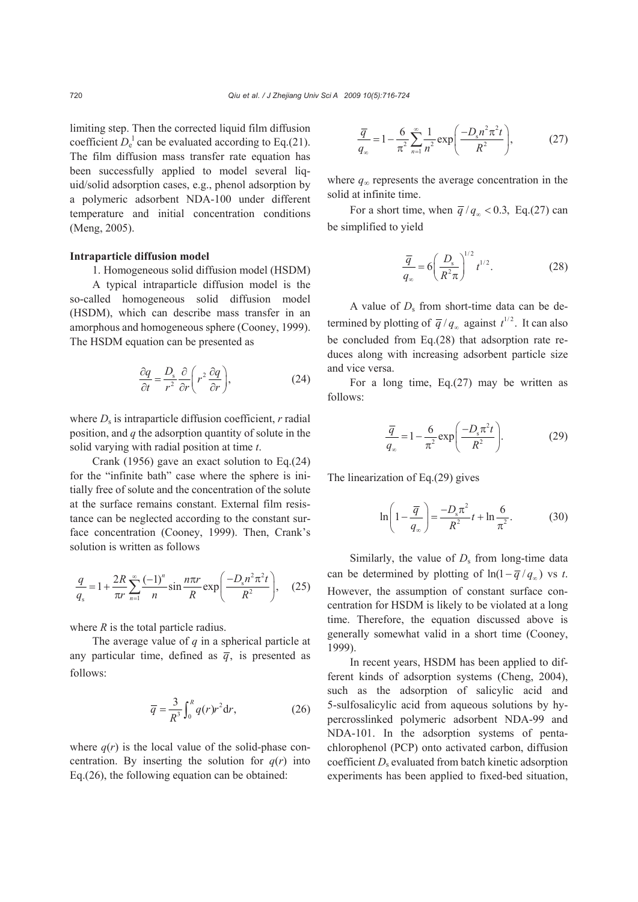limiting step. Then the corrected liquid film diffusion coefficient $D_e^1$ can be evaluated according to Eq.(21). The film diffusion mass transfer rate equation has been successfully applied to model several liquid/solid adsorption cases, e.g., phenol adsorption by a polymeric adsorbent NDA-100 under different temperature and initial concentration conditions (Meng, 2005).

**Intraparticle diffusion model**

1. Homogeneous solid diffusion model (HSDM)

A typical intraparticle diffusion model is the so-called homogeneous solid diffusion model (HSDM), which can describe mass transfer in an amorphous and homogeneous sphere (Cooney, 1999). The HSDM equation can be presented as

$$\frac{\partial q}{\partial t} = \frac{D_s}{r^2}\frac{\partial}{\partial r}\left(r^2\frac{\partial q}{\partial r}\right), \tag{24}$$

where $D_s$ is intraparticle diffusion coefficient, $r$ radial position, and $q$ the adsorption quantity of solute in the solid varying with radial position at time $t$.

Crank (1956) gave an exact solution to Eq.(24) for the "infinite bath" case where the sphere is initially free of solute and the concentration of the solute at the surface remains constant. External film resistance can be neglected according to the constant surface concentration (Cooney, 1999). Then, Crank's solution is written as follows

$$\frac{q}{q_s} = 1 + \frac{2R}{\pi r}\sum_{n=1}^{\infty}\frac{(-1)^n}{n}\sin\frac{n\pi r}{R}\exp\left(\frac{-D_s n^2\pi^2 t}{R^2}\right), \tag{25}$$

where $R$ is the total particle radius.

The average value of $q$ in a spherical particle at any particular time, defined as $\overline{q}$, is presented as follows:

$$\overline{q} = \frac{3}{R^3}\int_0^R q(r)r^2\mathrm{d}r, \tag{26}$$

where $q(r)$ is the local value of the solid-phase concentration. By inserting the solution for $q(r)$ into Eq.(26), the following equation can be obtained:

$$\frac{\overline{q}}{q_\infty} = 1 - \frac{6}{\pi^2}\sum_{n=1}^{\infty}\frac{1}{n^2}\exp\left(\frac{-D_s n^2\pi^2 t}{R^2}\right), \tag{27}$$

where $q_\infty$ represents the average concentration in the solid at infinite time.

For a short time, when $\overline{q}/q_\infty < 0.3$, Eq.(27) can be simplified to yield

$$\frac{\overline{q}}{q_\infty} = 6\left(\frac{D_s}{R^2\pi}\right)^{1/2} t^{1/2}. \tag{28}$$

A value of $D_s$ from short-time data can be determined by plotting of $\overline{q}/q_\infty$ against $t^{1/2}$. It can also be concluded from Eq.(28) that adsorption rate reduces along with increasing adsorbent particle size and vice versa.

For a long time, Eq.(27) may be written as follows:

$$\frac{\overline{q}}{q_\infty} = 1 - \frac{6}{\pi^2}\exp\left(\frac{-D_s\pi^2 t}{R^2}\right). \tag{29}$$

The linearization of Eq.(29) gives

$$\ln\left(1 - \frac{\overline{q}}{q_\infty}\right) = \frac{-D_s\pi^2}{R^2}t + \ln\frac{6}{\pi^2}. \tag{30}$$

Similarly, the value of $D_s$ from long-time data can be determined by plotting of $\ln(1-\overline{q}/q_\infty)$ vs $t$. However, the assumption of constant surface concentration for HSDM is likely to be violated at a long time. Therefore, the equation discussed above is generally somewhat valid in a short time (Cooney, 1999).

In recent years, HSDM has been applied to different kinds of adsorption systems (Cheng, 2004), such as the adsorption of salicylic acid and 5-sulfosalicylic acid from aqueous solutions by hypercrosslinked polymeric adsorbent NDA-99 and NDA-101. In the adsorption systems of pentachlorophenol (PCP) onto activated carbon, diffusion coefficient $D_s$ evaluated from batch kinetic adsorption experiments has been applied to fixed-bed situation,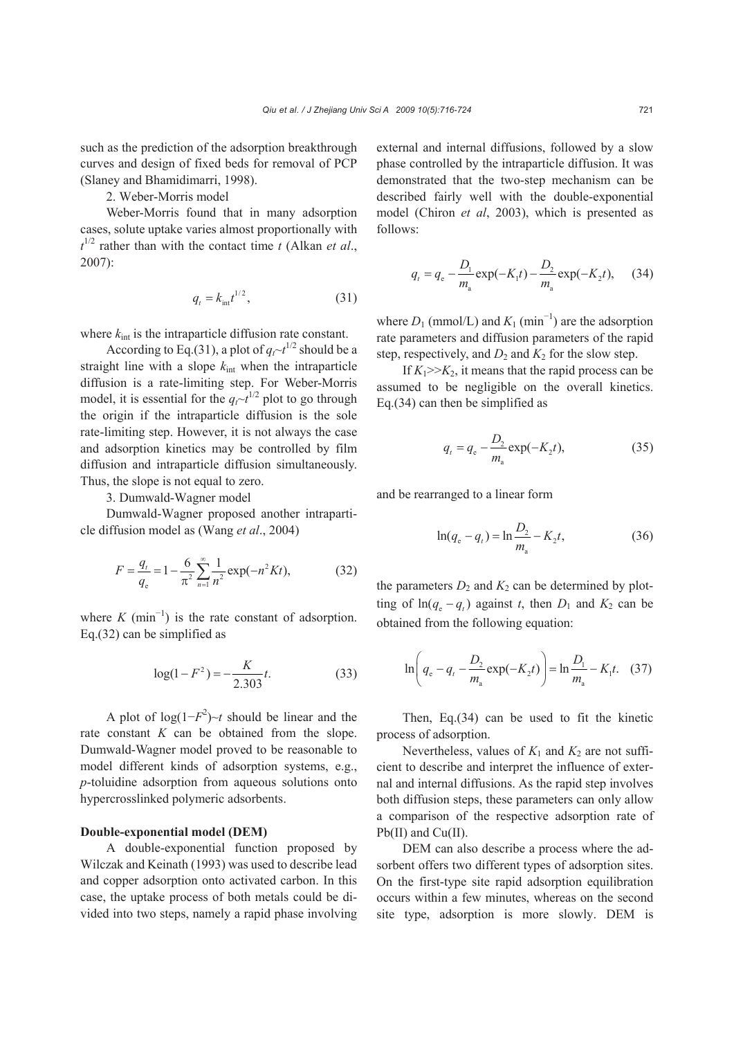such as the prediction of the adsorption breakthrough curves and design of fixed beds for removal of PCP (Slaney and Bhamidimarri, 1998).

2. Weber-Morris model

Weber-Morris found that in many adsorption cases, solute uptake varies almost proportionally with $t^{1/2}$ rather than with the contact time $t$ (Alkan *et al*., 2007):

$$q_t = k_{\text{int}} t^{1/2}, \tag{31}$$

where $k_{\text{int}}$ is the intraparticle diffusion rate constant.

According to Eq.(31), a plot of $q_t$~$t^{1/2}$ should be a straight line with a slope $k_{\text{int}}$ when the intraparticle diffusion is a rate-limiting step. For Weber-Morris model, it is essential for the $q_t$~$t^{1/2}$ plot to go through the origin if the intraparticle diffusion is the sole rate-limiting step. However, it is not always the case and adsorption kinetics may be controlled by film diffusion and intraparticle diffusion simultaneously. Thus, the slope is not equal to zero.

3. Dumwald-Wagner model

Dumwald-Wagner proposed another intraparticle diffusion model as (Wang *et al*., 2004)

$$F = \frac{q_t}{q_e} = 1 - \frac{6}{\pi^2} \sum_{n=1}^{\infty} \frac{1}{n^2} \exp(-n^2 K t), \tag{32}$$

where $K$ (min$^{-1}$) is the rate constant of adsorption. Eq.(32) can be simplified as

$$\log(1 - F^2) = -\frac{K}{2.303} t. \tag{33}$$

A plot of $\log(1-F^2)$~$t$ should be linear and the rate constant $K$ can be obtained from the slope. Dumwald-Wagner model proved to be reasonable to model different kinds of adsorption systems, e.g., *p*-toluidine adsorption from aqueous solutions onto hypercrosslinked polymeric adsorbents.

**Double-exponential model (DEM)**

A double-exponential function proposed by Wilczak and Keinath (1993) was used to describe lead and copper adsorption onto activated carbon. In this case, the uptake process of both metals could be divided into two steps, namely a rapid phase involving external and internal diffusions, followed by a slow phase controlled by the intraparticle diffusion. It was demonstrated that the two-step mechanism can be described fairly well with the double-exponential model (Chiron *et al*, 2003), which is presented as follows:

$$q_t = q_e - \frac{D_1}{m_a} \exp(-K_1 t) - \frac{D_2}{m_a} \exp(-K_2 t), \tag{34}$$

where $D_1$ (mmol/L) and $K_1$ (min$^{-1}$) are the adsorption rate parameters and diffusion parameters of the rapid step, respectively, and $D_2$ and $K_2$ for the slow step.

If $K_1$>>$K_2$, it means that the rapid process can be assumed to be negligible on the overall kinetics. Eq.(34) can then be simplified as

$$q_t = q_e - \frac{D_2}{m_a} \exp(-K_2 t), \tag{35}$$

and be rearranged to a linear form

$$\ln(q_e - q_t) = \ln \frac{D_2}{m_a} - K_2 t, \tag{36}$$

the parameters $D_2$ and $K_2$ can be determined by plotting of $\ln(q_e - q_t)$ against $t$, then $D_1$ and $K_2$ can be obtained from the following equation:

$$\ln\left(q_e - q_t - \frac{D_2}{m_a} \exp(-K_2 t)\right) = \ln \frac{D_1}{m_a} - K_1 t. \tag{37}$$

Then, Eq.(34) can be used to fit the kinetic process of adsorption.

Nevertheless, values of $K_1$ and $K_2$ are not sufficient to describe and interpret the influence of external and internal diffusions. As the rapid step involves both diffusion steps, these parameters can only allow a comparison of the respective adsorption rate of Pb(II) and Cu(II).

DEM can also describe a process where the adsorbent offers two different types of adsorption sites. On the first-type site rapid adsorption equilibration occurs within a few minutes, whereas on the second site type, adsorption is more slowly. DEM is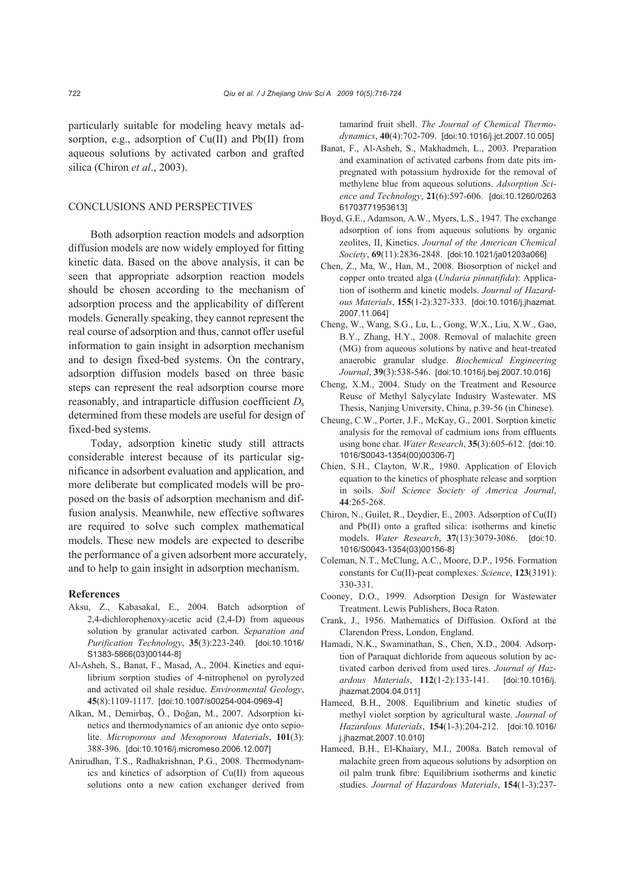particularly suitable for modeling heavy metals adsorption, e.g., adsorption of Cu(II) and Pb(II) from aqueous solutions by activated carbon and grafted silica (Chiron *et al*., 2003).

## CONCLUSIONS AND PERSPECTIVES

Both adsorption reaction models and adsorption diffusion models are now widely employed for fitting kinetic data. Based on the above analysis, it can be seen that appropriate adsorption reaction models should be chosen according to the mechanism of adsorption process and the applicability of different models. Generally speaking, they cannot represent the real course of adsorption and thus, cannot offer useful information to gain insight in adsorption mechanism and to design fixed-bed systems. On the contrary, adsorption diffusion models based on three basic steps can represent the real adsorption course more reasonably, and intraparticle diffusion coefficient $D_s$ determined from these models are useful for design of fixed-bed systems.

Today, adsorption kinetic study still attracts considerable interest because of its particular significance in adsorbent evaluation and application, and more deliberate but complicated models will be proposed on the basis of adsorption mechanism and diffusion analysis. Meanwhile, new effective softwares are required to solve such complex mathematical models. These new models are expected to describe the performance of a given adsorbent more accurately, and to help to gain insight in adsorption mechanism.

### References

Aksu, Z., Kabasakal, E., 2004. Batch adsorption of 2,4-dichlorophenoxy-acetic acid (2,4-D) from aqueous solution by granular activated carbon. *Separation and Purification Technology*, **35**(3):223-240. [doi:10.1016/S1383-5866(03)00144-8]

Al-Asheh, S., Banat, F., Masad, A., 2004. Kinetics and equilibrium sorption studies of 4-nitrophenol on pyrolyzed and activated oil shale residue. *Environmental Geology*, **45**(8):1109-1117. [doi:10.1007/s00254-004-0969-4]

Alkan, M., Demirbaş, Ö., Doğan, M., 2007. Adsorption kinetics and thermodynamics of an anionic dye onto sepiolite. *Microporous and Mesoporous Materials*, **101**(3):388-396. [doi:10.1016/j.micromeso.2006.12.007]

Anirudhan, T.S., Radhakrishnan, P.G., 2008. Thermodynamics and kinetics of adsorption of Cu(II) from aqueous solutions onto a new cation exchanger derived from tamarind fruit shell. *The Journal of Chemical Thermodynamics*, **40**(4):702-709. [doi:10.1016/j.jct.2007.10.005]

Banat, F., Al-Asheh, S., Makhadmeh, L., 2003. Preparation and examination of activated carbons from date pits impregnated with potassium hydroxide for the removal of methylene blue from aqueous solutions. *Adsorption Science and Technology*, **21**(6):597-606. [doi:10.1260/026361703771953613]

Boyd, G.E., Adamson, A.W., Myers, L.S., 1947. The exchange adsorption of ions from aqueous solutions by organic zeolites, II, Kinetics. *Journal of the American Chemical Society*, **69**(11):2836-2848. [doi:10.1021/ja01203a066]

Chen, Z., Ma, W., Han, M., 2008. Biosorption of nickel and copper onto treated alga (*Undaria pinnatifida*): Application of isotherm and kinetic models. *Journal of Hazardous Materials*, **155**(1-2):327-333. [doi:10.1016/j.jhazmat.2007.11.064]

Cheng, W., Wang, S.G., Lu, L., Gong, W.X., Liu, X.W., Gao, B.Y., Zhang, H.Y., 2008. Removal of malachite green (MG) from aqueous solutions by native and heat-treated anaerobic granular sludge. *Biochemical Engineering Journal*, **39**(3):538-546. [doi:10.1016/j.bej.2007.10.016]

Cheng, X.M., 2004. Study on the Treatment and Resource Reuse of Methyl Salycylate Industry Wastewater. MS Thesis, Nanjing University, China, p.39-56 (in Chinese).

Cheung, C.W., Porter, J.F., McKay, G., 2001. Sorption kinetic analysis for the removal of cadmium ions from effluents using bone char. *Water Research*, **35**(3):605-612. [doi:10.1016/S0043-1354(00)00306-7]

Chien, S.H., Clayton, W.R., 1980. Application of Elovich equation to the kinetics of phosphate release and sorption in soils. *Soil Science Society of America Journal*, **44**:265-268.

Chiron, N., Guilet, R., Deydier, E., 2003. Adsorption of Cu(II) and Pb(II) onto a grafted silica: isotherms and kinetic models. *Water Research*, **37**(13):3079-3086. [doi:10.1016/S0043-1354(03)00156-8]

Coleman, N.T., McClung, A.C., Moore, D.P., 1956. Formation constants for Cu(II)-peat complexes. *Science*, **123**(3191):330-331.

Cooney, D.O., 1999. Adsorption Design for Wastewater Treatment. Lewis Publishers, Boca Raton.

Crank, J., 1956. Mathematics of Diffusion. Oxford at the Clarendon Press, London, England.

Hamadi, N.K., Swaminathan, S., Chen, X.D., 2004. Adsorption of Paraquat dichloride from aqueous solution by activated carbon derived from used tires. *Journal of Hazardous Materials*, **112**(1-2):133-141. [doi:10.1016/j.jhazmat.2004.04.011]

Hameed, B.H., 2008. Equilibrium and kinetic studies of methyl violet sorption by agricultural waste. *Journal of Hazardous Materials*, **154**(1-3):204-212. [doi:10.1016/j.jhazmat.2007.10.010]

Hameed, B.H., El-Khaiary, M.I., 2008a. Batch removal of malachite green from aqueous solutions by adsorption on oil palm trunk fibre: Equilibrium isotherms and kinetic studies. *Journal of Hazardous Materials*, **154**(1-3):237-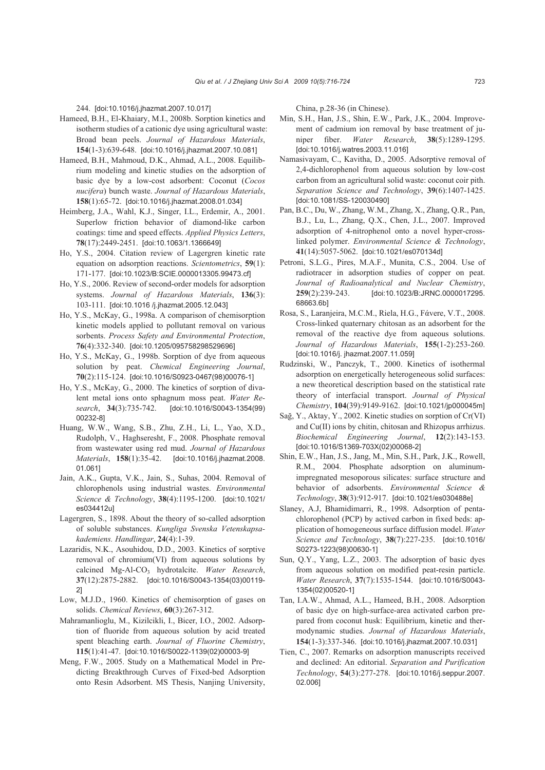244. [doi:10.1016/j.jhazmat.2007.10.017]

Hameed, B.H., El-Khaiary, M.I., 2008b. Sorption kinetics and isotherm studies of a cationic dye using agricultural waste: Broad bean peels. *Journal of Hazardous Materials*, **154**(1-3):639-648. [doi:10.1016/j.jhazmat.2007.10.081]

Hameed, B.H., Mahmoud, D.K., Ahmad, A.L., 2008. Equilibrium modeling and kinetic studies on the adsorption of basic dye by a low-cost adsorbent: Coconut (*Cocos nucifera*) bunch waste. *Journal of Hazardous Materials*, **158**(1):65-72. [doi:10.1016/j.jhazmat.2008.01.034]

Heimberg, J.A., Wahl, K.J., Singer, I.L., Erdemir, A., 2001. Superlow friction behavior of diamond-like carbon coatings: time and speed effects. *Applied Physics Letters*, **78**(17):2449-2451. [doi:10.1063/1.1366649]

Ho, Y.S., 2004. Citation review of Lagergren kinetic rate equation on adsorption reactions. *Scientometrics*, **59**(1): 171-177. [doi:10.1023/B:SCIE.0000013305.99473.cf]

Ho, Y.S., 2006. Review of second-order models for adsorption systems. *Journal of Hazardous Materials*, **136**(3): 103-111. [doi:10.1016 /j.jhazmat.2005.12.043]

Ho, Y.S., McKay, G., 1998a. A comparison of chemisorption kinetic models applied to pollutant removal on various sorbents. *Process Safety and Environmental Protection*, **76**(4):332-340. [doi:10.1205/095758298529696]

Ho, Y.S., McKay, G., 1998b. Sorption of dye from aqueous solution by peat. *Chemical Engineering Journal*, **70**(2):115-124. [doi:10.1016/S0923-0467(98)00076-1]

Ho, Y.S., McKay, G., 2000. The kinetics of sorption of divalent metal ions onto sphagnum moss peat. *Water Research*, **34**(3):735-742. [doi:10.1016/S0043-1354(99)00232-8]

Huang, W.W., Wang, S.B., Zhu, Z.H., Li, L., Yao, X.D., Rudolph, V., Haghseresht, F., 2008. Phosphate removal from wastewater using red mud. *Journal of Hazardous Materials*, **158**(1):35-42. [doi:10.1016/j.jhazmat.2008.01.061]

Jain, A.K., Gupta, V.K., Jain, S., Suhas, 2004. Removal of chlorophenols using industrial wastes. *Environmental Science & Technology*, **38**(4):1195-1200. [doi:10.1021/es034412u]

Lagergren, S., 1898. About the theory of so-called adsorption of soluble substances. *Kungliga Svenska Vetenskapsakademiens. Handlingar*, **24**(4):1-39.

Lazaridis, N.K., Asouhidou, D.D., 2003. Kinetics of sorptive removal of chromium(VI) from aqueous solutions by calcined Mg-Al-$CO_3$ hydrotalcite. *Water Research*, **37**(12):2875-2882. [doi:10.1016/S0043-1354(03)00119-2]

Low, M.J.D., 1960. Kinetics of chemisorption of gases on solids. *Chemical Reviews*, **60**(3):267-312.

Mahramanlioglu, M., Kizilcikli, I., Bicer, I.O., 2002. Adsorption of fluoride from aqueous solution by acid treated spent bleaching earth. *Journal of Fluorine Chemistry*, **115**(1):41-47. [doi:10.1016/S0022-1139(02)00003-9]

Meng, F.W., 2005. Study on a Mathematical Model in Predicting Breakthrough Curves of Fixed-bed Adsorption onto Resin Adsorbent. MS Thesis, Nanjing University, China, p.28-36 (in Chinese).

Min, S.H., Han, J.S., Shin, E.W., Park, J.K., 2004. Improvement of cadmium ion removal by base treatment of juniper fiber. *Water Research*, **38**(5):1289-1295. [doi:10.1016/j.watres.2003.11.016]

Namasivayam, C., Kavitha, D., 2005. Adsorptive removal of 2,4-dichlorophenol from aqueous solution by low-cost carbon from an agricultural solid waste: coconut coir pith. *Separation Science and Technology*, **39**(6):1407-1425. [doi:10.1081/SS-120030490]

Pan, B.C., Du, W., Zhang, W.M., Zhang, X., Zhang, Q.R., Pan, B.J., Lu, L., Zhang, Q.X., Chen, J.L., 2007. Improved adsorption of 4-nitrophenol onto a novel hyper-cross-linked polymer. *Environmental Science & Technology*, **41**(14):5057-5062. [doi:10.1021/es070134d]

Petroni, S.L.G., Pires, M.A.F., Munita, C.S., 2004. Use of radiotracer in adsorption studies of copper on peat. *Journal of Radioanalytical and Nuclear Chemistry*, **259**(2):239-243. [doi:10.1023/B:JRNC.0000017295.68663.6b]

Rosa, S., Laranjeira, M.C.M., Riela, H.G., Fάvere, V.T., 2008. Cross-linked quaternary chitosan as an adsorbent for the removal of the reactive dye from aqueous solutions. *Journal of Hazardous Materials*, **155**(1-2):253-260. [doi:10.1016/j. jhazmat.2007.11.059]

Rudzinski, W., Panczyk, T., 2000. Kinetics of isothermal adsorption on energetically heterogeneous solid surfaces: a new theoretical description based on the statistical rate theory of interfacial transport. *Journal of Physical Chemistry*, **104**(39):9149-9162. [doi:10.1021/jp000045m]

Sağ, Y., Aktay, Y., 2002. Kinetic studies on sorption of Cr(VI) and Cu(II) ions by chitin, chitosan and Rhizopus arrhizus. *Biochemical Engineering Journal*, **12**(2):143-153. [doi:10.1016/S1369-703X(02)00068-2]

Shin, E.W., Han, J.S., Jang, M., Min, S.H., Park, J.K., Rowell, R.M., 2004. Phosphate adsorption on aluminum-impregnated mesoporous silicates: surface structure and behavior of adsorbents. *Environmental Science & Technology*, **38**(3):912-917. [doi:10.1021/es030488e]

Slaney, A.J, Bhamidimarri, R., 1998. Adsorption of pentachlorophenol (PCP) by actived carbon in fixed beds: application of homogeneous surface diffusion model. *Water Science and Technology*, **38**(7):227-235. [doi:10.1016/S0273-1223(98)00630-1]

Sun, Q.Y., Yang, L.Z., 2003. The adsorption of basic dyes from aqueous solution on modified peat-resin particle. *Water Research*, **37**(7):1535-1544. [doi:10.1016/S0043-1354(02)00520-1]

Tan, I.A.W., Ahmad, A.L., Hameed, B.H., 2008. Adsorption of basic dye on high-surface-area activated carbon prepared from coconut husk: Equilibrium, kinetic and thermodynamic studies. *Journal of Hazardous Materials*, **154**(1-3):337-346. [doi:10.1016/j.jhazmat.2007.10.031]

Tien, C., 2007. Remarks on adsorption manuscripts received and declined: An editorial. *Separation and Purification Technology*, **54**(3):277-278. [doi:10.1016/j.seppur.2007.02.006]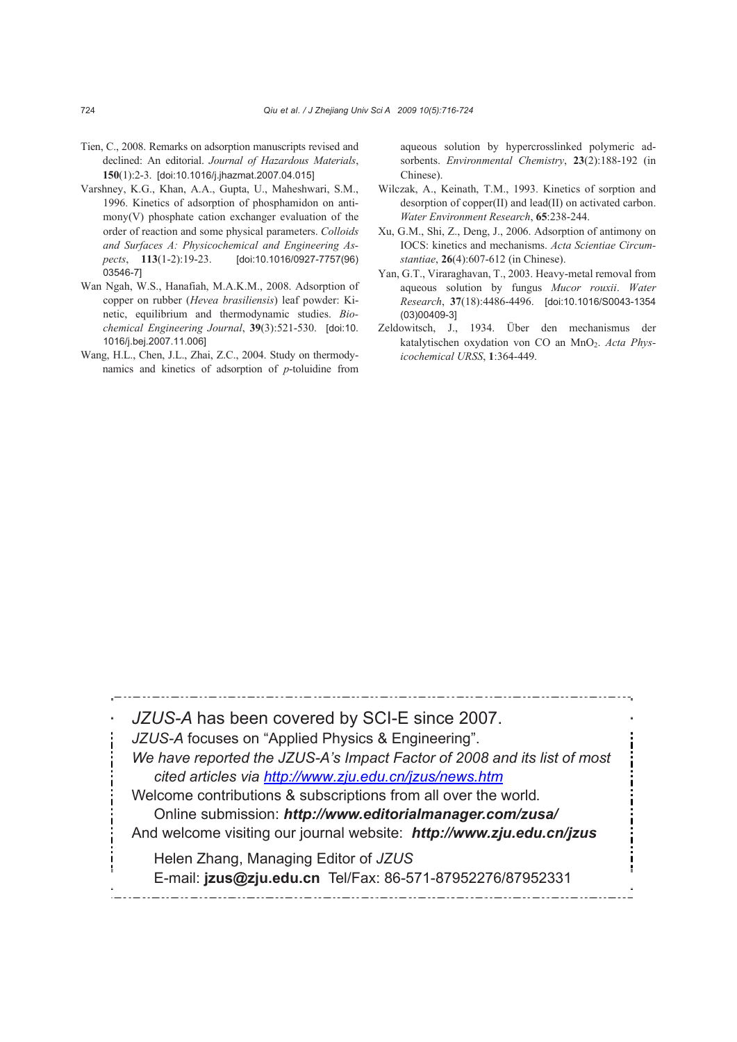Tien, C., 2008. Remarks on adsorption manuscripts revised and declined: An editorial. *Journal of Hazardous Materials*, **150**(1):2-3. [doi:10.1016/j.jhazmat.2007.04.015]

Varshney, K.G., Khan, A.A., Gupta, U., Maheshwari, S.M., 1996. Kinetics of adsorption of phosphamidon on antimony(V) phosphate cation exchanger evaluation of the order of reaction and some physical parameters. *Colloids and Surfaces A: Physicochemical and Engineering Aspects*, **113**(1-2):19-23. [doi:10.1016/0927-7757(96)03546-7]

Wan Ngah, W.S., Hanafiah, M.A.K.M., 2008. Adsorption of copper on rubber (*Hevea brasiliensis*) leaf powder: Kinetic, equilibrium and thermodynamic studies. *Biochemical Engineering Journal*, **39**(3):521-530. [doi:10.1016/j.bej.2007.11.006]

Wang, H.L., Chen, J.L., Zhai, Z.C., 2004. Study on thermodynamics and kinetics of adsorption of *p*-toluidine from aqueous solution by hypercrosslinked polymeric adsorbents. *Environmental Chemistry*, **23**(2):188-192 (in Chinese).

Wilczak, A., Keinath, T.M., 1993. Kinetics of sorption and desorption of copper(II) and lead(II) on activated carbon. *Water Environment Research*, **65**:238-244.

Xu, G.M., Shi, Z., Deng, J., 2006. Adsorption of antimony on IOCS: kinetics and mechanisms. *Acta Scientiae Circumstantiae*, **26**(4):607-612 (in Chinese).

Yan, G.T., Viraraghavan, T., 2003. Heavy-metal removal from aqueous solution by fungus *Mucor rouxii*. *Water Research*, **37**(18):4486-4496. [doi:10.1016/S0043-1354(03)00409-3]

Zeldowitsch, J., 1934. Über den mechanismus der katalytischen oxydation von CO an $MnO_2$. *Acta Physicochemical URSS*, **1**:364-449.

---

*JZUS-A* has been covered by SCI-E since 2007.

*JZUS-A* focuses on "Applied Physics & Engineering".

*We have reported the JZUS-A's Impact Factor of 2008 and its list of most cited articles via* http://www.zju.edu.cn/jzus/news.htm

Welcome contributions & subscriptions from all over the world.

Online submission: ***http://www.editorialmanager.com/zusa/***

And welcome visiting our journal website: ***http://www.zju.edu.cn/jzus***

Helen Zhang, Managing Editor of *JZUS*

E-mail: **jzus@zju.edu.cn** Tel/Fax: 86-571-87952276/87952331